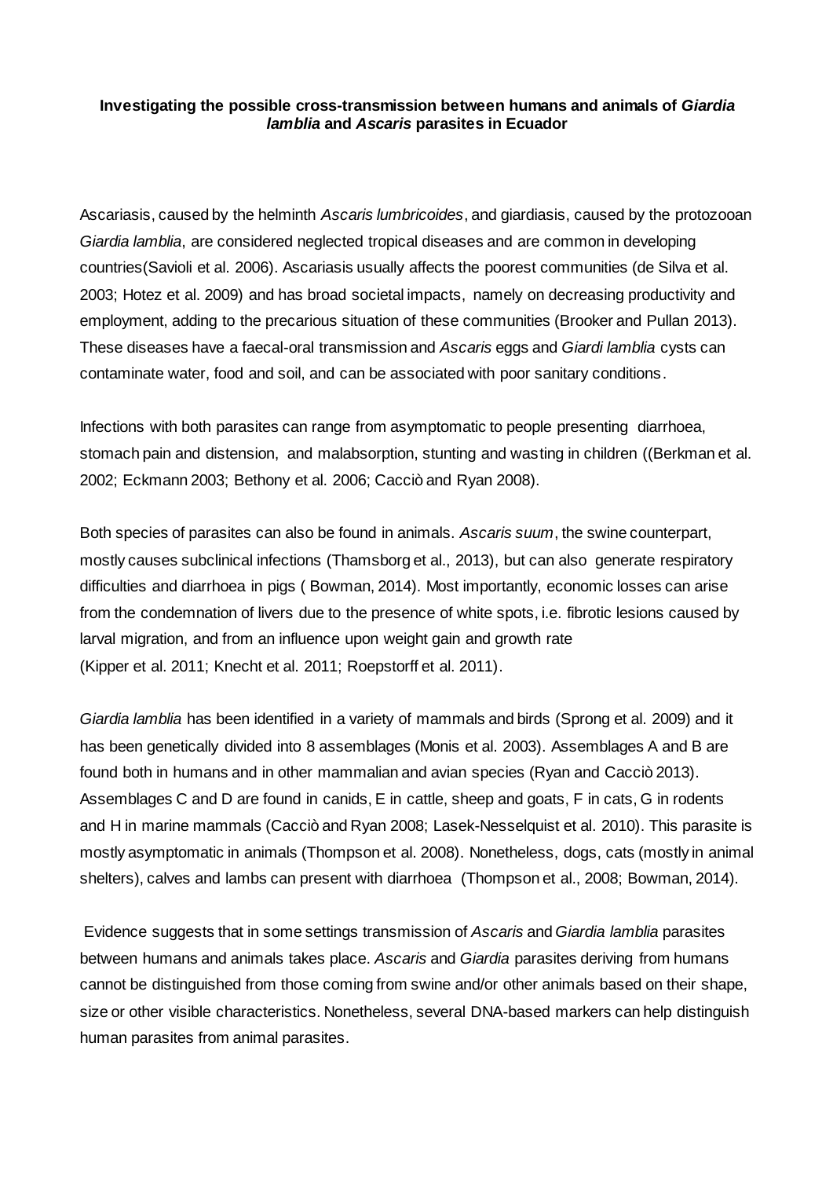**Investigating the possible cross-transmission between humans and animals of *Giardia lamblia* and *Ascaris* parasites in Ecuador**

Ascariasis, caused by the helminth *Ascaris lumbricoides*, and giardiasis, caused by the protozooan *Giardia lamblia*, are considered neglected tropical diseases and are common in developing countries(Savioli et al. 2006). Ascariasis usually affects the poorest communities (de Silva et al. 2003; Hotez et al. 2009) and has broad societal impacts, namely on decreasing productivity and employment, adding to the precarious situation of these communities (Brooker and Pullan 2013). These diseases have a faecal-oral transmission and *Ascaris* eggs and *Giardi lamblia* cysts can contaminate water, food and soil, and can be associated with poor sanitary conditions.

Infections with both parasites can range from asymptomatic to people presenting diarrhoea, stomach pain and distension, and malabsorption, stunting and wasting in children ((Berkman et al. 2002; Eckmann 2003; Bethony et al. 2006; Cacciò and Ryan 2008).

Both species of parasites can also be found in animals. *Ascaris suum*, the swine counterpart, mostly causes subclinical infections (Thamsborg et al., 2013), but can also generate respiratory difficulties and diarrhoea in pigs ( Bowman, 2014). Most importantly, economic losses can arise from the condemnation of livers due to the presence of white spots, i.e. fibrotic lesions caused by larval migration, and from an influence upon weight gain and growth rate (Kipper et al. 2011; Knecht et al. 2011; Roepstorff et al. 2011).

*Giardia lamblia* has been identified in a variety of mammals and birds (Sprong et al. 2009) and it has been genetically divided into 8 assemblages (Monis et al. 2003). Assemblages A and B are found both in humans and in other mammalian and avian species (Ryan and Cacciò 2013). Assemblages C and D are found in canids, E in cattle, sheep and goats, F in cats, G in rodents and H in marine mammals (Cacciò and Ryan 2008; Lasek-Nesselquist et al. 2010). This parasite is mostly asymptomatic in animals (Thompson et al. 2008). Nonetheless, dogs, cats (mostly in animal shelters), calves and lambs can present with diarrhoea (Thompson et al., 2008; Bowman, 2014).

Evidence suggests that in some settings transmission of *Ascaris* and *Giardia lamblia* parasites between humans and animals takes place. *Ascaris* and *Giardia* parasites deriving from humans cannot be distinguished from those coming from swine and/or other animals based on their shape, size or other visible characteristics. Nonetheless, several DNA-based markers can help distinguish human parasites from animal parasites.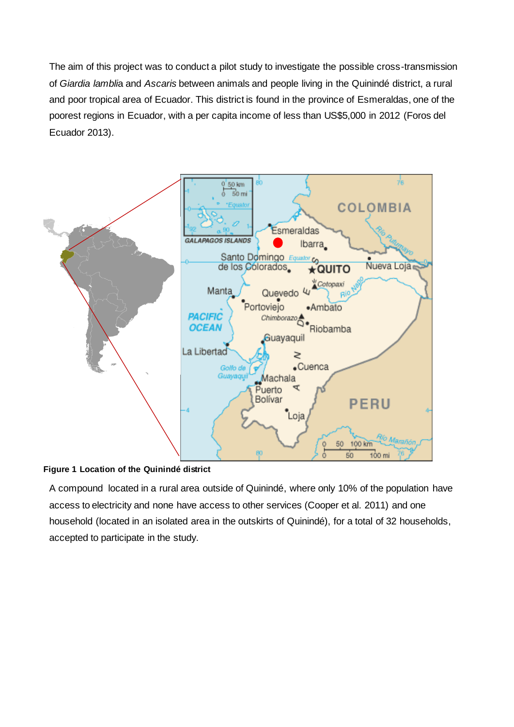The aim of this project was to conduct a pilot study to investigate the possible cross-transmission of *Giardia lamblia* and *Ascaris* between animals and people living in the Quinindé district, a rural and poor tropical area of Ecuador. This district is found in the province of Esmeraldas, one of the poorest regions in Ecuador, with a per capita income of less than US$5,000 in 2012 (Foros del Ecuador 2013).

**Figure 1 Location of the Quinindé district**

A compound located in a rural area outside of Quinindé, where only 10% of the population have access to electricity and none have access to other services (Cooper et al. 2011) and one household (located in an isolated area in the outskirts of Quinindé), for a total of 32 households, accepted to participate in the study.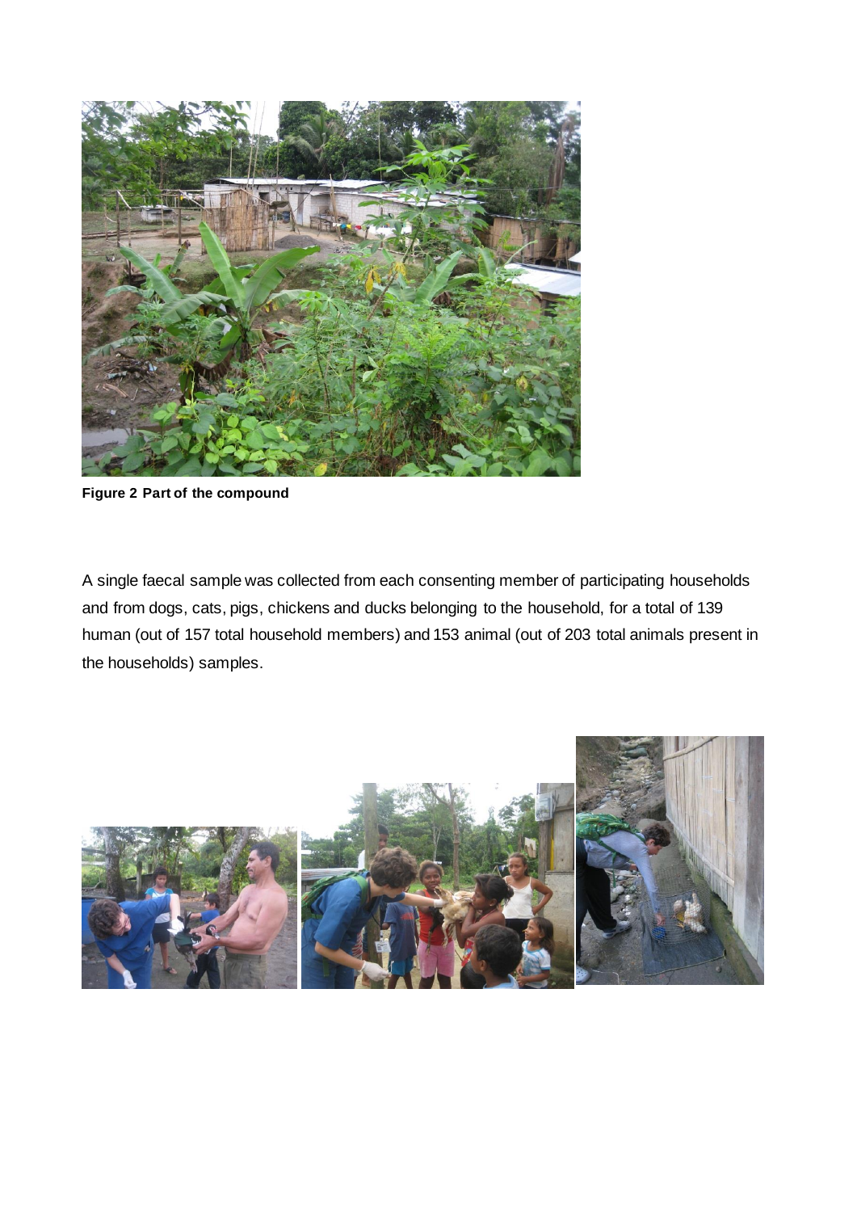**Figure 2 Part of the compound**

A single faecal sample was collected from each consenting member of participating households and from dogs, cats, pigs, chickens and ducks belonging to the household, for a total of 139 human (out of 157 total household members) and 153 animal (out of 203 total animals present in the households) samples.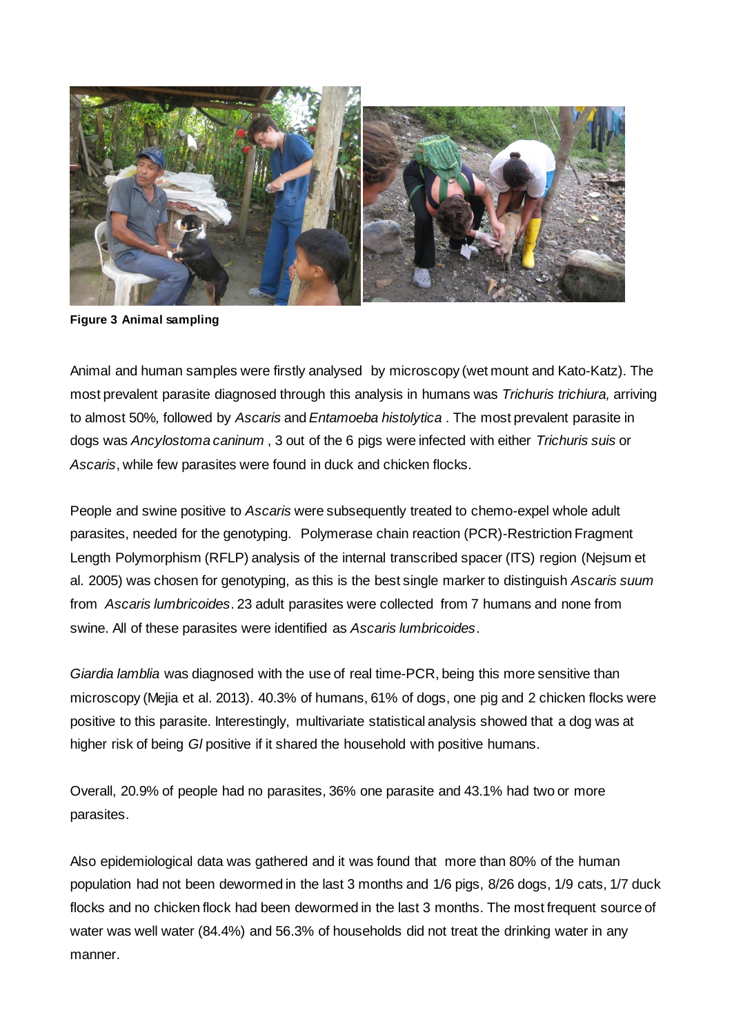**Figure 3 Animal sampling**

Animal and human samples were firstly analysed by microscopy (wet mount and Kato-Katz). The most prevalent parasite diagnosed through this analysis in humans was *Trichuris trichiura,* arriving to almost 50%, followed by *Ascaris* and *Entamoeba histolytica* . The most prevalent parasite in dogs was *Ancylostoma caninum* , 3 out of the 6 pigs were infected with either *Trichuris suis* or *Ascaris*, while few parasites were found in duck and chicken flocks.

People and swine positive to *Ascaris* were subsequently treated to chemo-expel whole adult parasites, needed for the genotyping. Polymerase chain reaction (PCR)-Restriction Fragment Length Polymorphism (RFLP) analysis of the internal transcribed spacer (ITS) region (Nejsum et al. 2005) was chosen for genotyping, as this is the best single marker to distinguish *Ascaris suum* from *Ascaris lumbricoides*. 23 adult parasites were collected from 7 humans and none from swine. All of these parasites were identified as *Ascaris lumbricoides*.

*Giardia lamblia* was diagnosed with the use of real time-PCR, being this more sensitive than microscopy (Mejia et al. 2013). 40.3% of humans, 61% of dogs, one pig and 2 chicken flocks were positive to this parasite. Interestingly, multivariate statistical analysis showed that a dog was at higher risk of being *Gl* positive if it shared the household with positive humans.

Overall, 20.9% of people had no parasites, 36% one parasite and 43.1% had two or more parasites.

Also epidemiological data was gathered and it was found that more than 80% of the human population had not been dewormed in the last 3 months and 1/6 pigs, 8/26 dogs, 1/9 cats, 1/7 duck flocks and no chicken flock had been dewormed in the last 3 months. The most frequent source of water was well water (84.4%) and 56.3% of households did not treat the drinking water in any manner.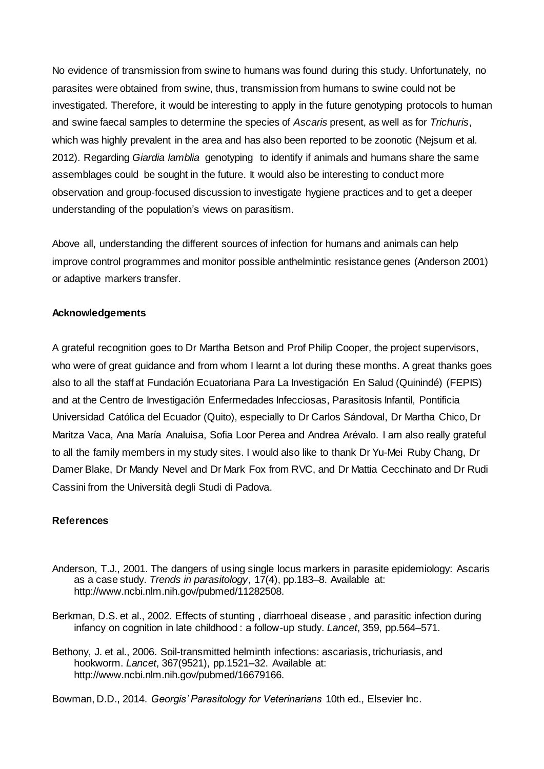No evidence of transmission from swine to humans was found during this study. Unfortunately, no parasites were obtained from swine, thus, transmission from humans to swine could not be investigated. Therefore, it would be interesting to apply in the future genotyping protocols to human and swine faecal samples to determine the species of *Ascaris* present, as well as for *Trichuris*, which was highly prevalent in the area and has also been reported to be zoonotic (Nejsum et al. 2012). Regarding *Giardia lamblia* genotyping to identify if animals and humans share the same assemblages could be sought in the future. It would also be interesting to conduct more observation and group-focused discussion to investigate hygiene practices and to get a deeper understanding of the population's views on parasitism.

Above all, understanding the different sources of infection for humans and animals can help improve control programmes and monitor possible anthelmintic resistance genes (Anderson 2001) or adaptive markers transfer.

**Acknowledgements**

A grateful recognition goes to Dr Martha Betson and Prof Philip Cooper, the project supervisors, who were of great guidance and from whom I learnt a lot during these months. A great thanks goes also to all the staff at Fundación Ecuatoriana Para La Investigación En Salud (Quinindé) (FEPIS) and at the Centro de Investigación Enfermedades Infecciosas, Parasitosis Infantil, Pontificia Universidad Católica del Ecuador (Quito), especially to Dr Carlos Sándoval, Dr Martha Chico, Dr Maritza Vaca, Ana María Analuisa, Sofia Loor Perea and Andrea Arévalo. I am also really grateful to all the family members in my study sites. I would also like to thank Dr Yu-Mei Ruby Chang, Dr Damer Blake, Dr Mandy Nevel and Dr Mark Fox from RVC, and Dr Mattia Cecchinato and Dr Rudi Cassini from the Università degli Studi di Padova.

**References**

Anderson, T.J., 2001. The dangers of using single locus markers in parasite epidemiology: Ascaris as a case study. *Trends in parasitology*, 17(4), pp.183–8. Available at: http://www.ncbi.nlm.nih.gov/pubmed/11282508.

Berkman, D.S. et al., 2002. Effects of stunting , diarrhoeal disease , and parasitic infection during infancy on cognition in late childhood : a follow-up study. *Lancet*, 359, pp.564–571.

Bethony, J. et al., 2006. Soil-transmitted helminth infections: ascariasis, trichuriasis, and hookworm. *Lancet*, 367(9521), pp.1521–32. Available at: http://www.ncbi.nlm.nih.gov/pubmed/16679166.

Bowman, D.D., 2014. *Georgis' Parasitology for Veterinarians* 10th ed., Elsevier Inc.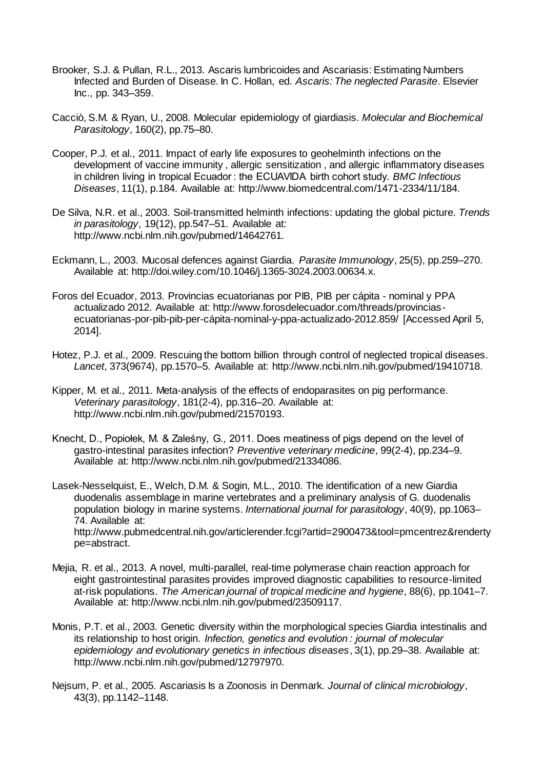Brooker, S.J. & Pullan, R.L., 2013. Ascaris lumbricoides and Ascariasis: Estimating Numbers Infected and Burden of Disease. In C. Hollan, ed. *Ascaris: The neglected Parasite*. Elsevier Inc., pp. 343–359.

Cacciò, S.M. & Ryan, U., 2008. Molecular epidemiology of giardiasis. *Molecular and Biochemical Parasitology*, 160(2), pp.75–80.

Cooper, P.J. et al., 2011. Impact of early life exposures to geohelminth infections on the development of vaccine immunity , allergic sensitization , and allergic inflammatory diseases in children living in tropical Ecuador : the ECUAVIDA birth cohort study. *BMC Infectious Diseases*, 11(1), p.184. Available at: http://www.biomedcentral.com/1471-2334/11/184.

De Silva, N.R. et al., 2003. Soil-transmitted helminth infections: updating the global picture. *Trends in parasitology*, 19(12), pp.547–51. Available at: http://www.ncbi.nlm.nih.gov/pubmed/14642761.

Eckmann, L., 2003. Mucosal defences against Giardia. *Parasite Immunology*, 25(5), pp.259–270. Available at: http://doi.wiley.com/10.1046/j.1365-3024.2003.00634.x.

Foros del Ecuador, 2013. Provincias ecuatorianas por PIB, PIB per cápita - nominal y PPA actualizado 2012. Available at: http://www.forosdelecuador.com/threads/provincias-ecuatorianas-por-pib-pib-per-cápita-nominal-y-ppa-actualizado-2012.859/ [Accessed April 5, 2014].

Hotez, P.J. et al., 2009. Rescuing the bottom billion through control of neglected tropical diseases. *Lancet*, 373(9674), pp.1570–5. Available at: http://www.ncbi.nlm.nih.gov/pubmed/19410718.

Kipper, M. et al., 2011. Meta-analysis of the effects of endoparasites on pig performance. *Veterinary parasitology*, 181(2-4), pp.316–20. Available at: http://www.ncbi.nlm.nih.gov/pubmed/21570193.

Knecht, D., Popiołek, M. & Zaleśny, G., 2011. Does meatiness of pigs depend on the level of gastro-intestinal parasites infection? *Preventive veterinary medicine*, 99(2-4), pp.234–9. Available at: http://www.ncbi.nlm.nih.gov/pubmed/21334086.

Lasek-Nesselquist, E., Welch, D.M. & Sogin, M.L., 2010. The identification of a new Giardia duodenalis assemblage in marine vertebrates and a preliminary analysis of G. duodenalis population biology in marine systems. *International journal for parasitology*, 40(9), pp.1063–74. Available at: http://www.pubmedcentral.nih.gov/articlerender.fcgi?artid=2900473&tool=pmcentrez&rendertype=abstract.

Mejia, R. et al., 2013. A novel, multi-parallel, real-time polymerase chain reaction approach for eight gastrointestinal parasites provides improved diagnostic capabilities to resource-limited at-risk populations. *The American journal of tropical medicine and hygiene*, 88(6), pp.1041–7. Available at: http://www.ncbi.nlm.nih.gov/pubmed/23509117.

Monis, P.T. et al., 2003. Genetic diversity within the morphological species Giardia intestinalis and its relationship to host origin. *Infection, genetics and evolution : journal of molecular epidemiology and evolutionary genetics in infectious diseases*, 3(1), pp.29–38. Available at: http://www.ncbi.nlm.nih.gov/pubmed/12797970.

Nejsum, P. et al., 2005. Ascariasis Is a Zoonosis in Denmark. *Journal of clinical microbiology*, 43(3), pp.1142–1148.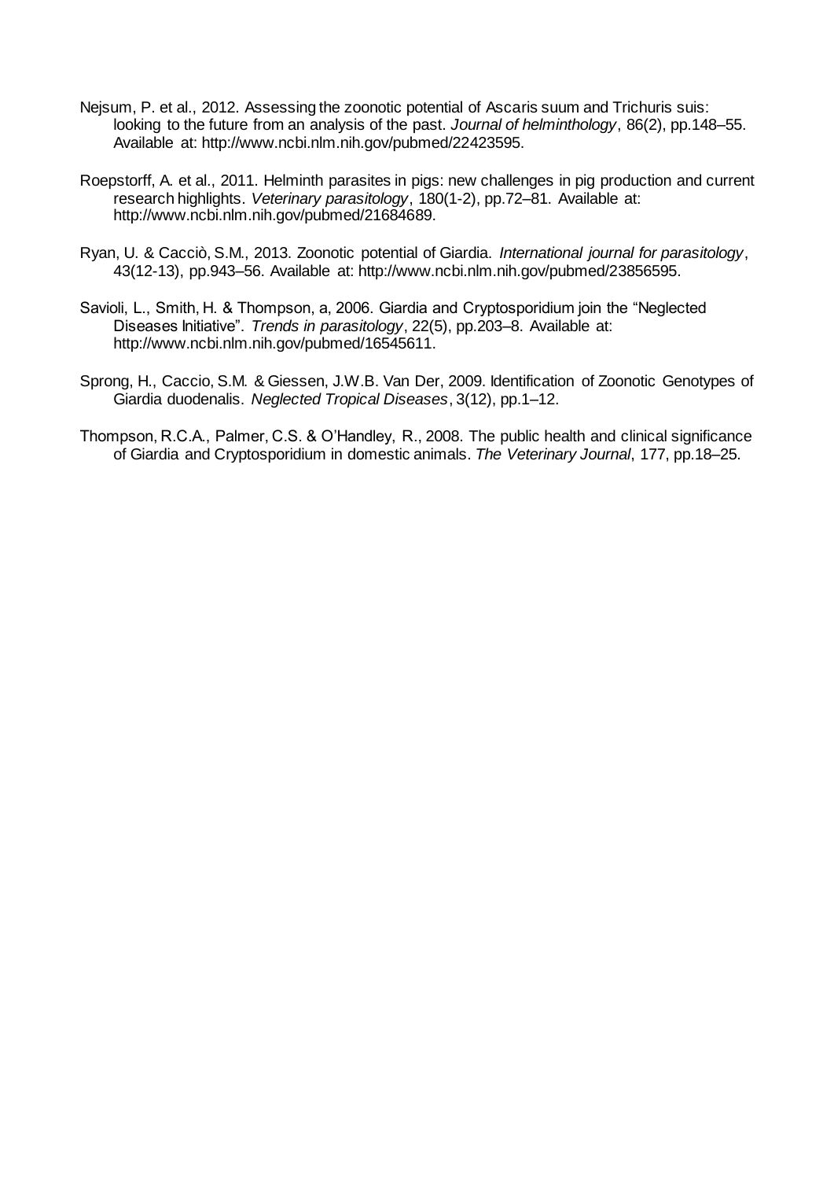Nejsum, P. et al., 2012. Assessing the zoonotic potential of Ascaris suum and Trichuris suis: looking to the future from an analysis of the past. *Journal of helminthology*, 86(2), pp.148–55. Available at: http://www.ncbi.nlm.nih.gov/pubmed/22423595.

Roepstorff, A. et al., 2011. Helminth parasites in pigs: new challenges in pig production and current research highlights. *Veterinary parasitology*, 180(1-2), pp.72–81. Available at: http://www.ncbi.nlm.nih.gov/pubmed/21684689.

Ryan, U. & Cacciò, S.M., 2013. Zoonotic potential of Giardia. *International journal for parasitology*, 43(12-13), pp.943–56. Available at: http://www.ncbi.nlm.nih.gov/pubmed/23856595.

Savioli, L., Smith, H. & Thompson, a, 2006. Giardia and Cryptosporidium join the "Neglected Diseases Initiative". *Trends in parasitology*, 22(5), pp.203–8. Available at: http://www.ncbi.nlm.nih.gov/pubmed/16545611.

Sprong, H., Caccio, S.M. & Giessen, J.W.B. Van Der, 2009. Identification of Zoonotic Genotypes of Giardia duodenalis. *Neglected Tropical Diseases*, 3(12), pp.1–12.

Thompson, R.C.A., Palmer, C.S. & O'Handley, R., 2008. The public health and clinical significance of Giardia and Cryptosporidium in domestic animals. *The Veterinary Journal*, 177, pp.18–25.